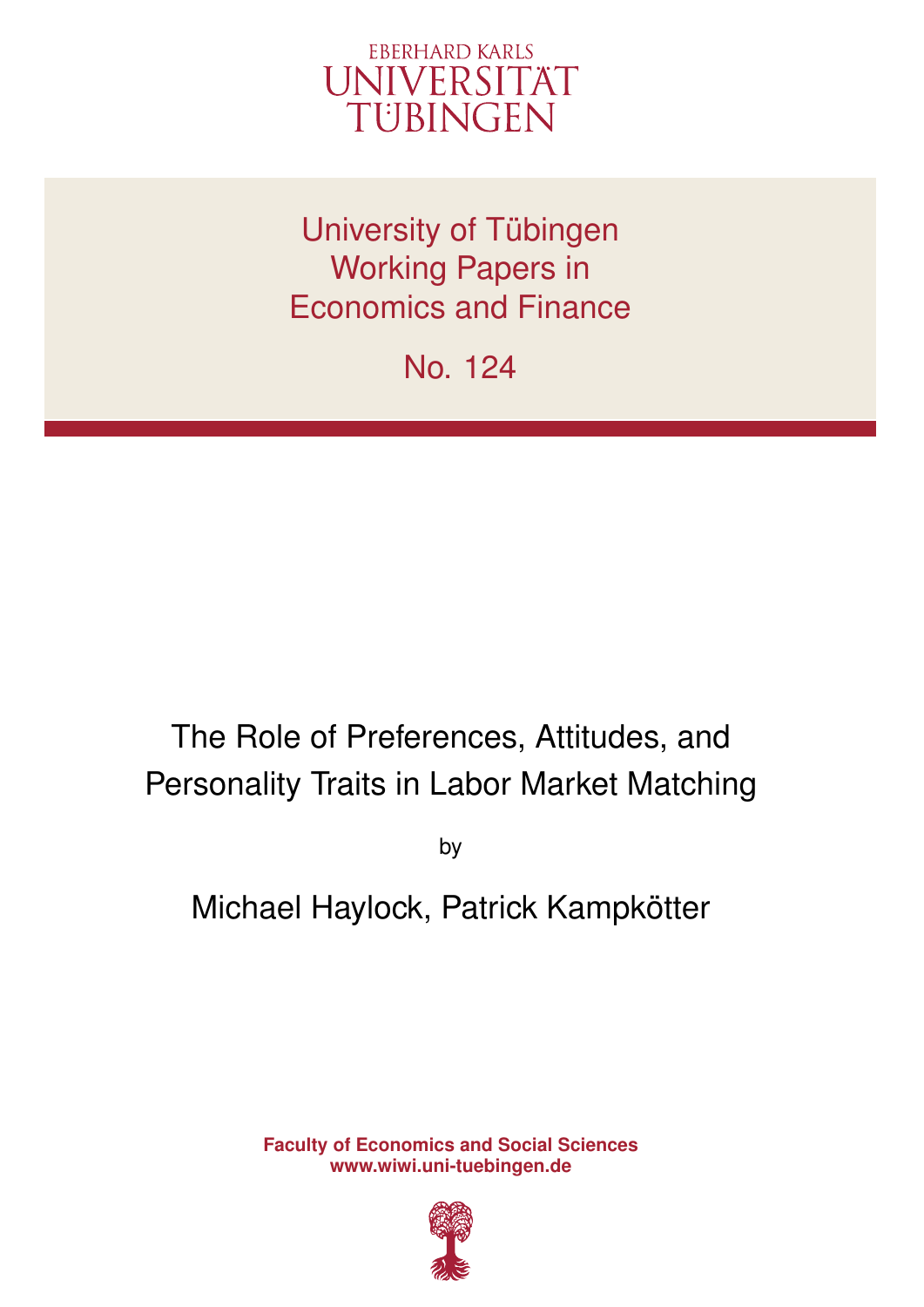EBERHARD KARLS
UNIVERSITÄT
TÜBINGEN

University of Tübingen
Working Papers in
Economics and Finance

No. 124

# The Role of Preferences, Attitudes, and Personality Traits in Labor Market Matching

by

Michael Haylock, Patrick Kampkötter

**Faculty of Economics and Social Sciences**
**www.wiwi.uni-tuebingen.de**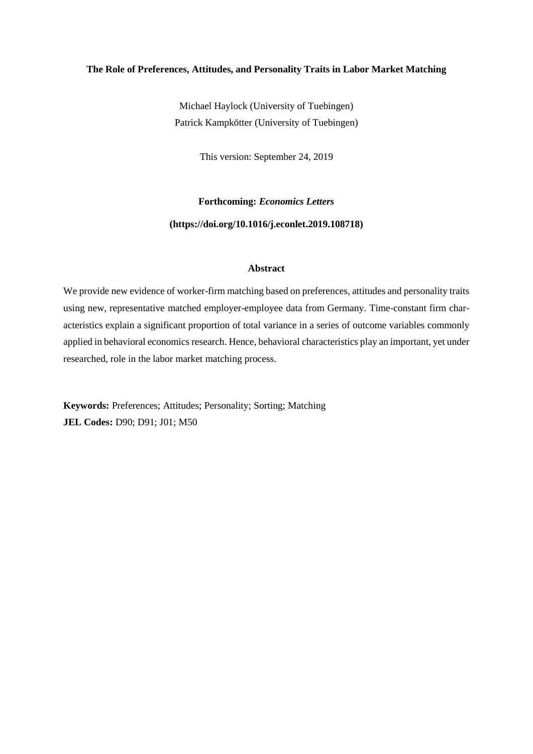**The Role of Preferences, Attitudes, and Personality Traits in Labor Market Matching**

Michael Haylock (University of Tuebingen)
Patrick Kampkötter (University of Tuebingen)

This version: September 24, 2019

**Forthcoming: *Economics Letters***

**(https://doi.org/10.1016/j.econlet.2019.108718)**

**Abstract**

We provide new evidence of worker-firm matching based on preferences, attitudes and personality traits using new, representative matched employer-employee data from Germany. Time-constant firm characteristics explain a significant proportion of total variance in a series of outcome variables commonly applied in behavioral economics research. Hence, behavioral characteristics play an important, yet under researched, role in the labor market matching process.

**Keywords:** Preferences; Attitudes; Personality; Sorting; Matching
**JEL Codes:** D90; D91; J01; M50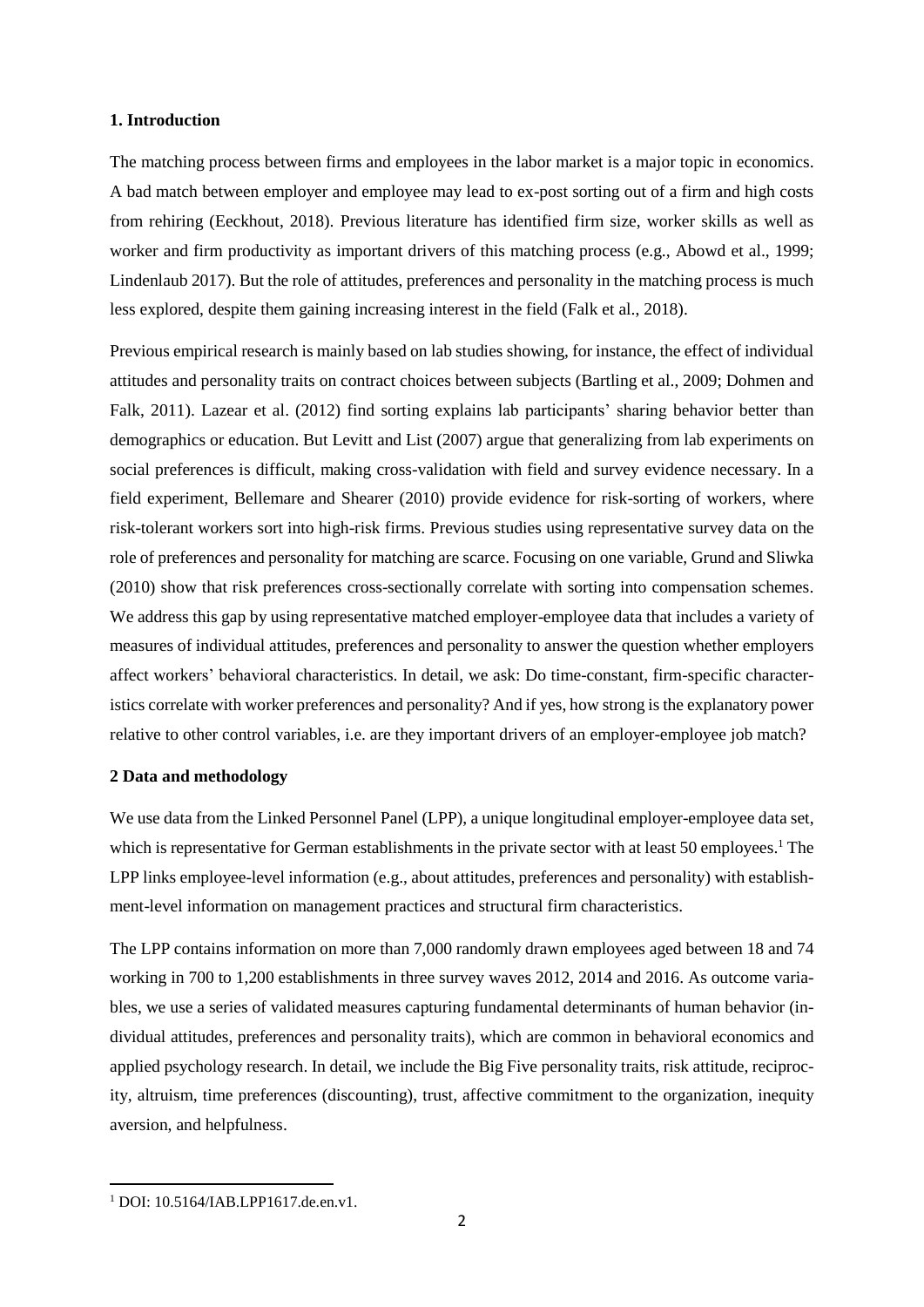## 1. Introduction

The matching process between firms and employees in the labor market is a major topic in economics. A bad match between employer and employee may lead to ex-post sorting out of a firm and high costs from rehiring (Eeckhout, 2018). Previous literature has identified firm size, worker skills as well as worker and firm productivity as important drivers of this matching process (e.g., Abowd et al., 1999; Lindenlaub 2017). But the role of attitudes, preferences and personality in the matching process is much less explored, despite them gaining increasing interest in the field (Falk et al., 2018).

Previous empirical research is mainly based on lab studies showing, for instance, the effect of individual attitudes and personality traits on contract choices between subjects (Bartling et al., 2009; Dohmen and Falk, 2011). Lazear et al. (2012) find sorting explains lab participants' sharing behavior better than demographics or education. But Levitt and List (2007) argue that generalizing from lab experiments on social preferences is difficult, making cross-validation with field and survey evidence necessary. In a field experiment, Bellemare and Shearer (2010) provide evidence for risk-sorting of workers, where risk-tolerant workers sort into high-risk firms. Previous studies using representative survey data on the role of preferences and personality for matching are scarce. Focusing on one variable, Grund and Sliwka (2010) show that risk preferences cross-sectionally correlate with sorting into compensation schemes. We address this gap by using representative matched employer-employee data that includes a variety of measures of individual attitudes, preferences and personality to answer the question whether employers affect workers' behavioral characteristics. In detail, we ask: Do time-constant, firm-specific characteristics correlate with worker preferences and personality? And if yes, how strong is the explanatory power relative to other control variables, i.e. are they important drivers of an employer-employee job match?

## 2 Data and methodology

We use data from the Linked Personnel Panel (LPP), a unique longitudinal employer-employee data set, which is representative for German establishments in the private sector with at least 50 employees.[1] The LPP links employee-level information (e.g., about attitudes, preferences and personality) with establishment-level information on management practices and structural firm characteristics.

The LPP contains information on more than 7,000 randomly drawn employees aged between 18 and 74 working in 700 to 1,200 establishments in three survey waves 2012, 2014 and 2016. As outcome variables, we use a series of validated measures capturing fundamental determinants of human behavior (individual attitudes, preferences and personality traits), which are common in behavioral economics and applied psychology research. In detail, we include the Big Five personality traits, risk attitude, reciprocity, altruism, time preferences (discounting), trust, affective commitment to the organization, inequity aversion, and helpfulness.

[1] DOI: 10.5164/IAB.LPP1617.de.en.v1.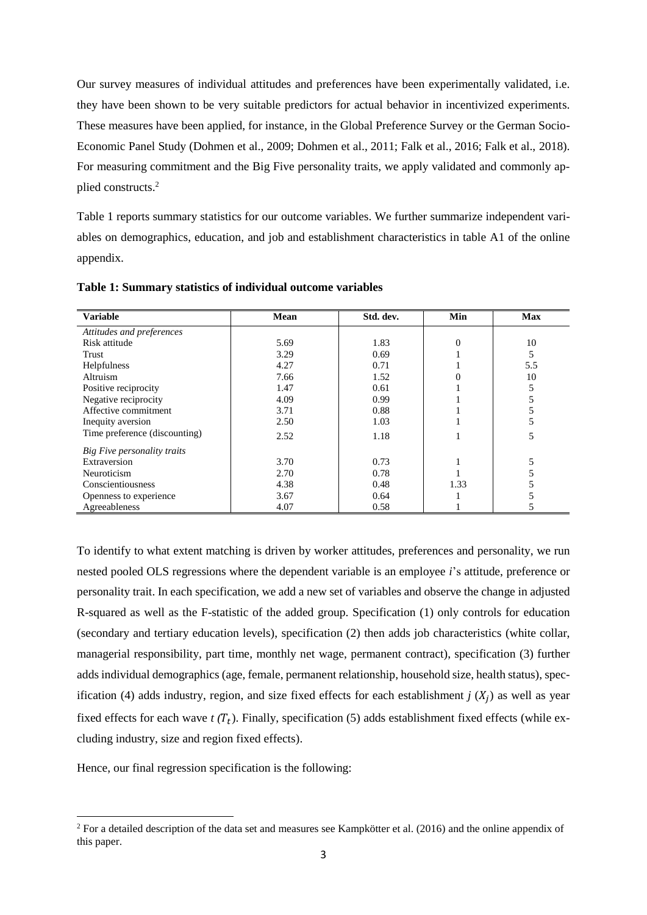Our survey measures of individual attitudes and preferences have been experimentally validated, i.e. they have been shown to be very suitable predictors for actual behavior in incentivized experiments. These measures have been applied, for instance, in the Global Preference Survey or the German Socio-Economic Panel Study (Dohmen et al., 2009; Dohmen et al., 2011; Falk et al., 2016; Falk et al., 2018). For measuring commitment and the Big Five personality traits, we apply validated and commonly applied constructs.[2]

Table 1 reports summary statistics for our outcome variables. We further summarize independent variables on demographics, education, and job and establishment characteristics in table A1 of the online appendix.

**Table 1: Summary statistics of individual outcome variables**

| Variable | Mean | Std. dev. | Min | Max |
|---|---|---|---|---|
| *Attitudes and preferences* | | | | |
| Risk attitude | 5.69 | 1.83 | 0 | 10 |
| Trust | 3.29 | 0.69 | 1 | 5 |
| Helpfulness | 4.27 | 0.71 | 1 | 5.5 |
| Altruism | 7.66 | 1.52 | 0 | 10 |
| Positive reciprocity | 1.47 | 0.61 | 1 | 5 |
| Negative reciprocity | 4.09 | 0.99 | 1 | 5 |
| Affective commitment | 3.71 | 0.88 | 1 | 5 |
| Inequity aversion | 2.50 | 1.03 | 1 | 5 |
| Time preference (discounting) | 2.52 | 1.18 | 1 | 5 |
| *Big Five personality traits* | | | | |
| Extraversion | 3.70 | 0.73 | 1 | 5 |
| Neuroticism | 2.70 | 0.78 | 1 | 5 |
| Conscientiousness | 4.38 | 0.48 | 1.33 | 5 |
| Openness to experience | 3.67 | 0.64 | 1 | 5 |
| Agreeableness | 4.07 | 0.58 | 1 | 5 |

To identify to what extent matching is driven by worker attitudes, preferences and personality, we run nested pooled OLS regressions where the dependent variable is an employee *i*'s attitude, preference or personality trait. In each specification, we add a new set of variables and observe the change in adjusted R-squared as well as the F-statistic of the added group. Specification (1) only controls for education (secondary and tertiary education levels), specification (2) then adds job characteristics (white collar, managerial responsibility, part time, monthly net wage, permanent contract), specification (3) further adds individual demographics (age, female, permanent relationship, household size, health status), specification (4) adds industry, region, and size fixed effects for each establishment $j$ ($X_j$) as well as year fixed effects for each wave $t$ ($T_t$). Finally, specification (5) adds establishment fixed effects (while excluding industry, size and region fixed effects).

Hence, our final regression specification is the following:

[2] For a detailed description of the data set and measures see Kampkötter et al. (2016) and the online appendix of this paper.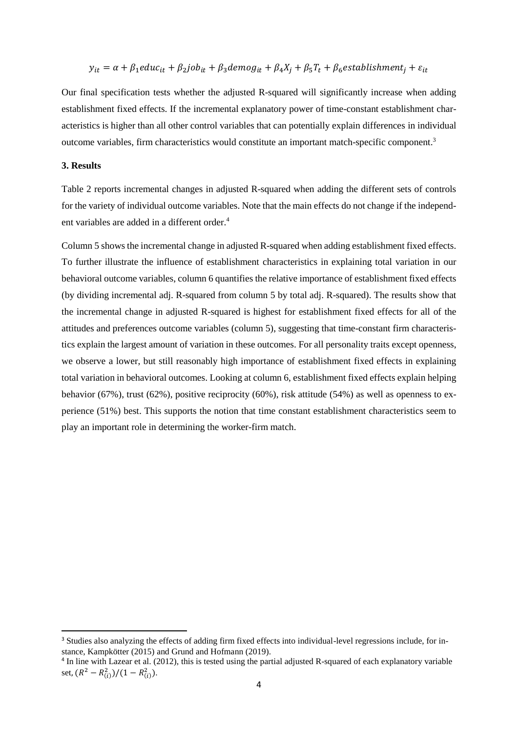$$y_{it} = \alpha + \beta_1 educ_{it} + \beta_2 job_{it} + \beta_3 demog_{it} + \beta_4 X_j + \beta_5 T_t + \beta_6 establishment_j + \varepsilon_{it}$$

Our final specification tests whether the adjusted R-squared will significantly increase when adding establishment fixed effects. If the incremental explanatory power of time-constant establishment characteristics is higher than all other control variables that can potentially explain differences in individual outcome variables, firm characteristics would constitute an important match-specific component.[3]

### 3. Results

Table 2 reports incremental changes in adjusted R-squared when adding the different sets of controls for the variety of individual outcome variables. Note that the main effects do not change if the independent variables are added in a different order.[4]

Column 5 shows the incremental change in adjusted R-squared when adding establishment fixed effects. To further illustrate the influence of establishment characteristics in explaining total variation in our behavioral outcome variables, column 6 quantifies the relative importance of establishment fixed effects (by dividing incremental adj. R-squared from column 5 by total adj. R-squared). The results show that the incremental change in adjusted R-squared is highest for establishment fixed effects for all of the attitudes and preferences outcome variables (column 5), suggesting that time-constant firm characteristics explain the largest amount of variation in these outcomes. For all personality traits except openness, we observe a lower, but still reasonably high importance of establishment fixed effects in explaining total variation in behavioral outcomes. Looking at column 6, establishment fixed effects explain helping behavior (67%), trust (62%), positive reciprocity (60%), risk attitude (54%) as well as openness to experience (51%) best. This supports the notion that time constant establishment characteristics seem to play an important role in determining the worker-firm match.

---

[3] Studies also analyzing the effects of adding firm fixed effects into individual-level regressions include, for instance, Kampkötter (2015) and Grund and Hofmann (2019).

[4] In line with Lazear et al. (2012), this is tested using the partial adjusted R-squared of each explanatory variable set, $(R^2 - R^2_{(i)})/(1 - R^2_{(i)})$.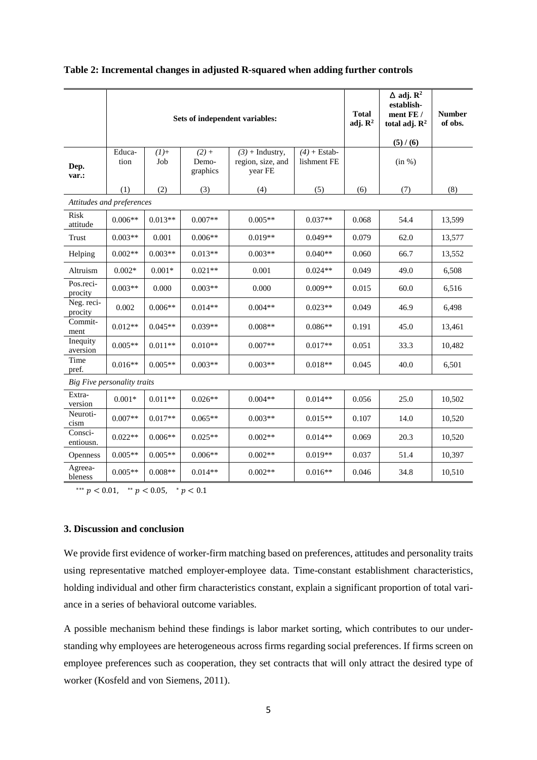**Table 2: Incremental changes in adjusted R-squared when adding further controls**

| | Sets of independent variables: | | | | | Total adj. $R^2$ | $\Delta$ adj. $R^2$ establishment FE / total adj. $R^2$ (5) / (6) | Number of obs. |
|---|---|---|---|---|---|---|---|---|
| Dep. var.: | Education | (1)+ Job | (2) + Demographics | (3) + Industry, region, size, and year FE | (4) + Establishment FE | | (in %) | |
| | (1) | (2) | (3) | (4) | (5) | (6) | (7) | (8) |
| *Attitudes and preferences* | | | | | | | | |
| Risk attitude | 0.006** | 0.013** | 0.007** | 0.005** | 0.037** | 0.068 | 54.4 | 13,599 |
| Trust | 0.003** | 0.001 | 0.006** | 0.019** | 0.049** | 0.079 | 62.0 | 13,577 |
| Helping | 0.002** | 0.003** | 0.013** | 0.003** | 0.040** | 0.060 | 66.7 | 13,552 |
| Altruism | 0.002* | 0.001* | 0.021** | 0.001 | 0.024** | 0.049 | 49.0 | 6,508 |
| Pos.reciprocity | 0.003** | 0.000 | 0.003** | 0.000 | 0.009** | 0.015 | 60.0 | 6,516 |
| Neg. reciprocity | 0.002 | 0.006** | 0.014** | 0.004** | 0.023** | 0.049 | 46.9 | 6,498 |
| Commitment | 0.012** | 0.045** | 0.039** | 0.008** | 0.086** | 0.191 | 45.0 | 13,461 |
| Inequity aversion | 0.005** | 0.011** | 0.010** | 0.007** | 0.017** | 0.051 | 33.3 | 10,482 |
| Time pref. | 0.016** | 0.005** | 0.003** | 0.003** | 0.018** | 0.045 | 40.0 | 6,501 |
| *Big Five personality traits* | | | | | | | | |
| Extraversion | 0.001* | 0.011** | 0.026** | 0.004** | 0.014** | 0.056 | 25.0 | 10,502 |
| Neuroticism | 0.007** | 0.017** | 0.065** | 0.003** | 0.015** | 0.107 | 14.0 | 10,520 |
| Conscientiousn. | 0.022** | 0.006** | 0.025** | 0.002** | 0.014** | 0.069 | 20.3 | 10,520 |
| Openness | 0.005** | 0.005** | 0.006** | 0.002** | 0.019** | 0.037 | 51.4 | 10,397 |
| Agreeableness | 0.005** | 0.008** | 0.014** | 0.002** | 0.016** | 0.046 | 34.8 | 10,510 |

*** $p < 0.01$, ** $p < 0.05$, * $p < 0.1$

### 3. Discussion and conclusion

We provide first evidence of worker-firm matching based on preferences, attitudes and personality traits using representative matched employer-employee data. Time-constant establishment characteristics, holding individual and other firm characteristics constant, explain a significant proportion of total variance in a series of behavioral outcome variables.

A possible mechanism behind these findings is labor market sorting, which contributes to our understanding why employees are heterogeneous across firms regarding social preferences. If firms screen on employee preferences such as cooperation, they set contracts that will only attract the desired type of worker (Kosfeld and von Siemens, 2011).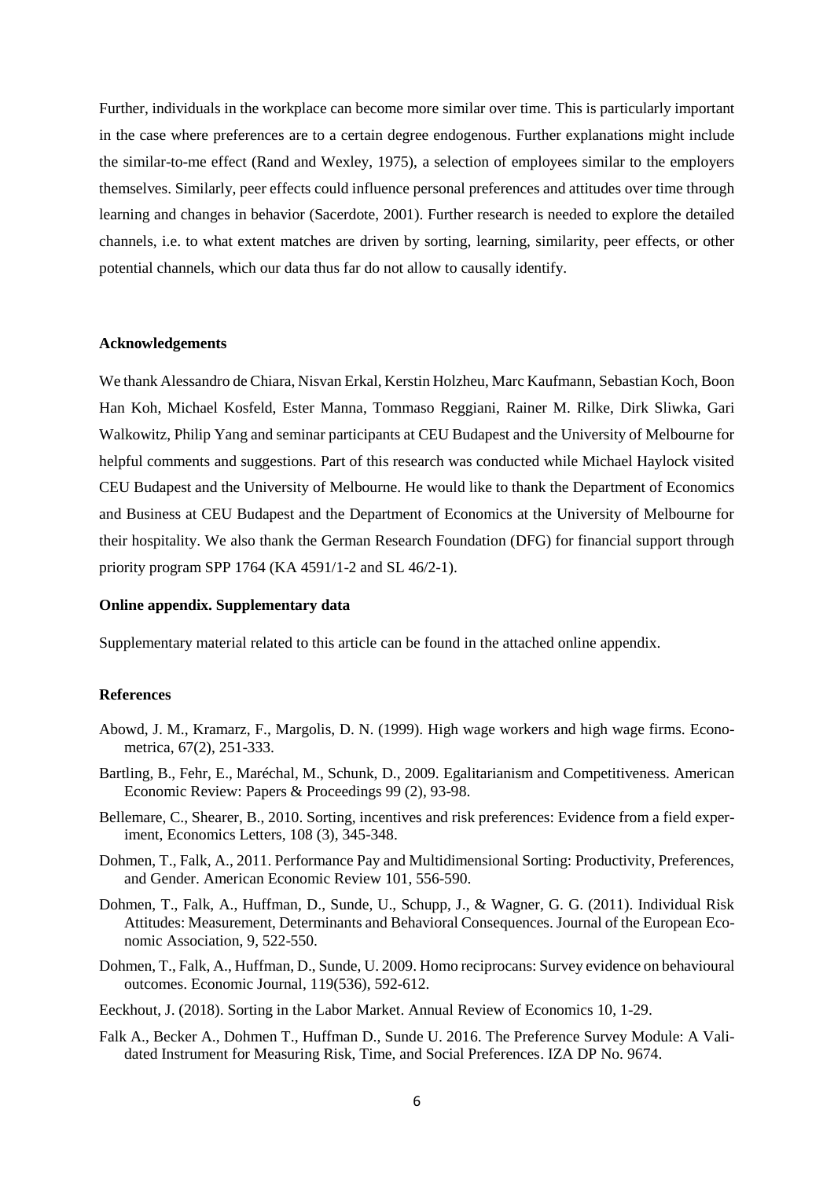Further, individuals in the workplace can become more similar over time. This is particularly important in the case where preferences are to a certain degree endogenous. Further explanations might include the similar-to-me effect (Rand and Wexley, 1975), a selection of employees similar to the employers themselves. Similarly, peer effects could influence personal preferences and attitudes over time through learning and changes in behavior (Sacerdote, 2001). Further research is needed to explore the detailed channels, i.e. to what extent matches are driven by sorting, learning, similarity, peer effects, or other potential channels, which our data thus far do not allow to causally identify.

### Acknowledgements

We thank Alessandro de Chiara, Nisvan Erkal, Kerstin Holzheu, Marc Kaufmann, Sebastian Koch, Boon Han Koh, Michael Kosfeld, Ester Manna, Tommaso Reggiani, Rainer M. Rilke, Dirk Sliwka, Gari Walkowitz, Philip Yang and seminar participants at CEU Budapest and the University of Melbourne for helpful comments and suggestions. Part of this research was conducted while Michael Haylock visited CEU Budapest and the University of Melbourne. He would like to thank the Department of Economics and Business at CEU Budapest and the Department of Economics at the University of Melbourne for their hospitality. We also thank the German Research Foundation (DFG) for financial support through priority program SPP 1764 (KA 4591/1-2 and SL 46/2-1).

### Online appendix. Supplementary data

Supplementary material related to this article can be found in the attached online appendix.

### References

- Abowd, J. M., Kramarz, F., Margolis, D. N. (1999). High wage workers and high wage firms. Econometrica, 67(2), 251-333.
- Bartling, B., Fehr, E., Maréchal, M., Schunk, D., 2009. Egalitarianism and Competitiveness. American Economic Review: Papers & Proceedings 99 (2), 93-98.
- Bellemare, C., Shearer, B., 2010. Sorting, incentives and risk preferences: Evidence from a field experiment, Economics Letters, 108 (3), 345-348.
- Dohmen, T., Falk, A., 2011. Performance Pay and Multidimensional Sorting: Productivity, Preferences, and Gender. American Economic Review 101, 556-590.
- Dohmen, T., Falk, A., Huffman, D., Sunde, U., Schupp, J., & Wagner, G. G. (2011). Individual Risk Attitudes: Measurement, Determinants and Behavioral Consequences. Journal of the European Economic Association, 9, 522-550.
- Dohmen, T., Falk, A., Huffman, D., Sunde, U. 2009. Homo reciprocans: Survey evidence on behavioural outcomes. Economic Journal, 119(536), 592-612.
- Eeckhout, J. (2018). Sorting in the Labor Market. Annual Review of Economics 10, 1-29.
- Falk A., Becker A., Dohmen T., Huffman D., Sunde U. 2016. The Preference Survey Module: A Validated Instrument for Measuring Risk, Time, and Social Preferences. IZA DP No. 9674.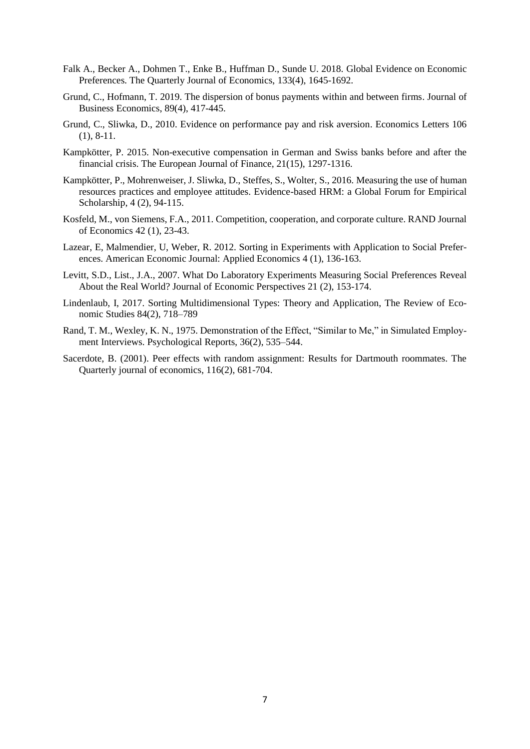Falk A., Becker A., Dohmen T., Enke B., Huffman D., Sunde U. 2018. Global Evidence on Economic Preferences. The Quarterly Journal of Economics, 133(4), 1645-1692.

Grund, C., Hofmann, T. 2019. The dispersion of bonus payments within and between firms. Journal of Business Economics, 89(4), 417-445.

Grund, C., Sliwka, D., 2010. Evidence on performance pay and risk aversion. Economics Letters 106 (1), 8-11.

Kampkötter, P. 2015. Non-executive compensation in German and Swiss banks before and after the financial crisis. The European Journal of Finance, 21(15), 1297-1316.

Kampkötter, P., Mohrenweiser, J. Sliwka, D., Steffes, S., Wolter, S., 2016. Measuring the use of human resources practices and employee attitudes. Evidence-based HRM: a Global Forum for Empirical Scholarship, 4 (2), 94-115.

Kosfeld, M., von Siemens, F.A., 2011. Competition, cooperation, and corporate culture. RAND Journal of Economics 42 (1), 23-43.

Lazear, E, Malmendier, U, Weber, R. 2012. Sorting in Experiments with Application to Social Preferences. American Economic Journal: Applied Economics 4 (1), 136-163.

Levitt, S.D., List., J.A., 2007. What Do Laboratory Experiments Measuring Social Preferences Reveal About the Real World? Journal of Economic Perspectives 21 (2), 153-174.

Lindenlaub, I, 2017. Sorting Multidimensional Types: Theory and Application, The Review of Economic Studies 84(2), 718–789

Rand, T. M., Wexley, K. N., 1975. Demonstration of the Effect, "Similar to Me," in Simulated Employment Interviews. Psychological Reports, 36(2), 535–544.

Sacerdote, B. (2001). Peer effects with random assignment: Results for Dartmouth roommates. The Quarterly journal of economics, 116(2), 681-704.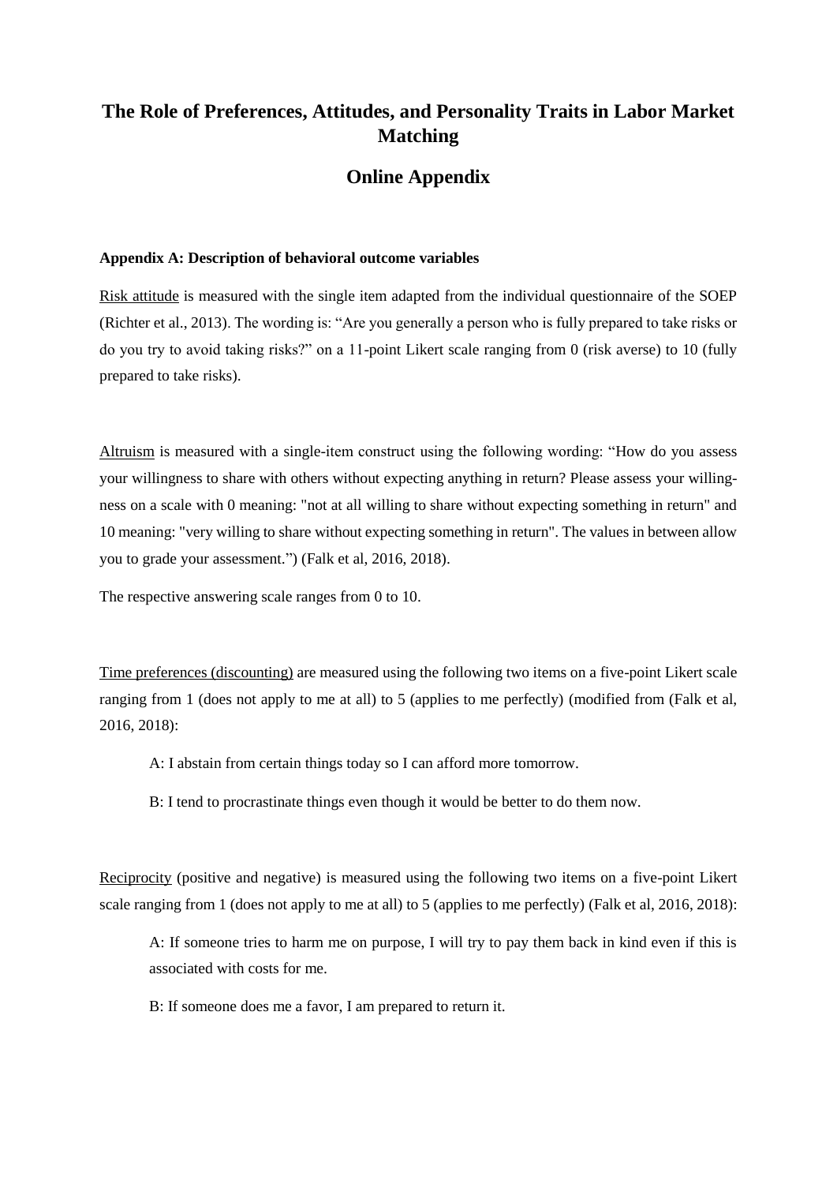# The Role of Preferences, Attitudes, and Personality Traits in Labor Market Matching

## Online Appendix

### Appendix A: Description of behavioral outcome variables

Risk attitude is measured with the single item adapted from the individual questionnaire of the SOEP (Richter et al., 2013). The wording is: "Are you generally a person who is fully prepared to take risks or do you try to avoid taking risks?" on a 11-point Likert scale ranging from 0 (risk averse) to 10 (fully prepared to take risks).

Altruism is measured with a single-item construct using the following wording: "How do you assess your willingness to share with others without expecting anything in return? Please assess your willingness on a scale with 0 meaning: "not at all willing to share without expecting something in return" and 10 meaning: "very willing to share without expecting something in return". The values in between allow you to grade your assessment.") (Falk et al, 2016, 2018).

The respective answering scale ranges from 0 to 10.

Time preferences (discounting) are measured using the following two items on a five-point Likert scale ranging from 1 (does not apply to me at all) to 5 (applies to me perfectly) (modified from (Falk et al, 2016, 2018):

> A: I abstain from certain things today so I can afford more tomorrow.
>
> B: I tend to procrastinate things even though it would be better to do them now.

Reciprocity (positive and negative) is measured using the following two items on a five-point Likert scale ranging from 1 (does not apply to me at all) to 5 (applies to me perfectly) (Falk et al, 2016, 2018):

> A: If someone tries to harm me on purpose, I will try to pay them back in kind even if this is associated with costs for me.
>
> B: If someone does me a favor, I am prepared to return it.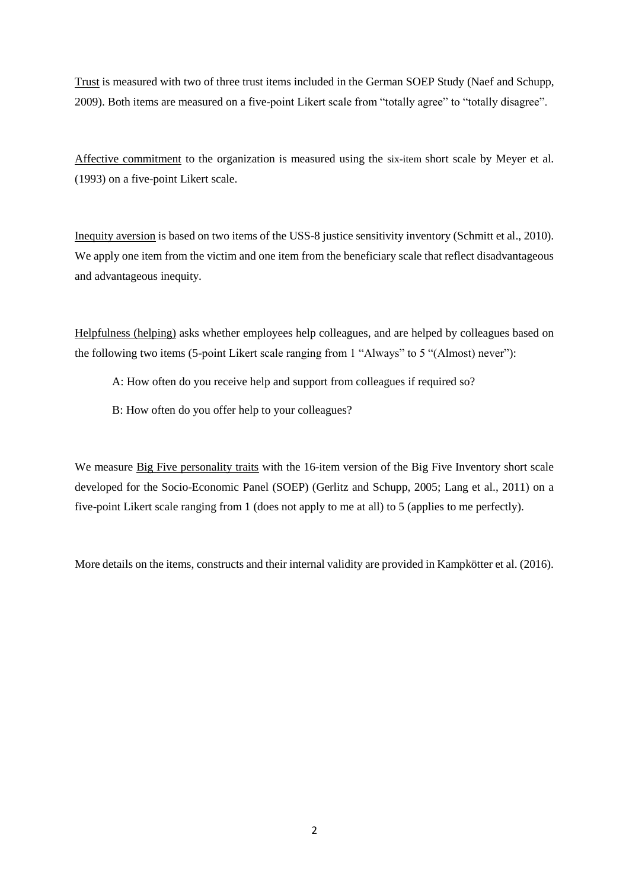Trust is measured with two of three trust items included in the German SOEP Study (Naef and Schupp, 2009). Both items are measured on a five-point Likert scale from "totally agree" to "totally disagree".

Affective commitment to the organization is measured using the six-item short scale by Meyer et al. (1993) on a five-point Likert scale.

Inequity aversion is based on two items of the USS-8 justice sensitivity inventory (Schmitt et al., 2010). We apply one item from the victim and one item from the beneficiary scale that reflect disadvantageous and advantageous inequity.

Helpfulness (helping) asks whether employees help colleagues, and are helped by colleagues based on the following two items (5-point Likert scale ranging from 1 "Always" to 5 "(Almost) never"):

A: How often do you receive help and support from colleagues if required so?

B: How often do you offer help to your colleagues?

We measure Big Five personality traits with the 16-item version of the Big Five Inventory short scale developed for the Socio-Economic Panel (SOEP) (Gerlitz and Schupp, 2005; Lang et al., 2011) on a five-point Likert scale ranging from 1 (does not apply to me at all) to 5 (applies to me perfectly).

More details on the items, constructs and their internal validity are provided in Kampkötter et al. (2016).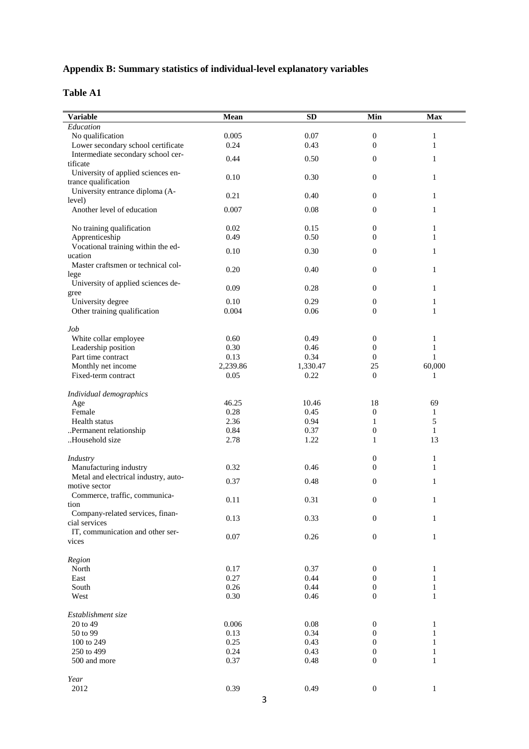## Appendix B: Summary statistics of individual-level explanatory variables

### Table A1

| Variable | Mean | SD | Min | Max |
|---|---|---|---|---|
| *Education* | | | | |
| No qualification | 0.005 | 0.07 | 0 | 1 |
| Lower secondary school certificate | 0.24 | 0.43 | 0 | 1 |
| Intermediate secondary school certificate | 0.44 | 0.50 | 0 | 1 |
| University of applied sciences entrance qualification | 0.10 | 0.30 | 0 | 1 |
| University entrance diploma (A-level) | 0.21 | 0.40 | 0 | 1 |
| Another level of education | 0.007 | 0.08 | 0 | 1 |
| | | | | |
| No training qualification | 0.02 | 0.15 | 0 | 1 |
| Apprenticeship | 0.49 | 0.50 | 0 | 1 |
| Vocational training within the education | 0.10 | 0.30 | 0 | 1 |
| Master craftsmen or technical college | 0.20 | 0.40 | 0 | 1 |
| University of applied sciences degree | 0.09 | 0.28 | 0 | 1 |
| University degree | 0.10 | 0.29 | 0 | 1 |
| Other training qualification | 0.004 | 0.06 | 0 | 1 |
| | | | | |
| *Job* | | | | |
| White collar employee | 0.60 | 0.49 | 0 | 1 |
| Leadership position | 0.30 | 0.46 | 0 | 1 |
| Part time contract | 0.13 | 0.34 | 0 | 1 |
| Monthly net income | 2,239.86 | 1,330.47 | 25 | 60,000 |
| Fixed-term contract | 0.05 | 0.22 | 0 | 1 |
| | | | | |
| *Individual demographics* | | | | |
| Age | 46.25 | 10.46 | 18 | 69 |
| Female | 0.28 | 0.45 | 0 | 1 |
| Health status | 2.36 | 0.94 | 1 | 5 |
| ..Permanent relationship | 0.84 | 0.37 | 0 | 1 |
| ..Household size | 2.78 | 1.22 | 1 | 13 |
| | | | | |
| *Industry* | | | 0 | 1 |
| Manufacturing industry | 0.32 | 0.46 | 0 | 1 |
| Metal and electrical industry, automotive sector | 0.37 | 0.48 | 0 | 1 |
| Commerce, traffic, communication | 0.11 | 0.31 | 0 | 1 |
| Company-related services, financial services | 0.13 | 0.33 | 0 | 1 |
| IT, communication and other services | 0.07 | 0.26 | 0 | 1 |
| | | | | |
| *Region* | | | | |
| North | 0.17 | 0.37 | 0 | 1 |
| East | 0.27 | 0.44 | 0 | 1 |
| South | 0.26 | 0.44 | 0 | 1 |
| West | 0.30 | 0.46 | 0 | 1 |
| | | | | |
| *Establishment size* | | | | |
| 20 to 49 | 0.006 | 0.08 | 0 | 1 |
| 50 to 99 | 0.13 | 0.34 | 0 | 1 |
| 100 to 249 | 0.25 | 0.43 | 0 | 1 |
| 250 to 499 | 0.24 | 0.43 | 0 | 1 |
| 500 and more | 0.37 | 0.48 | 0 | 1 |
| | | | | |
| *Year* | | | | |
| 2012 | 0.39 | 0.49 | 0 | 1 |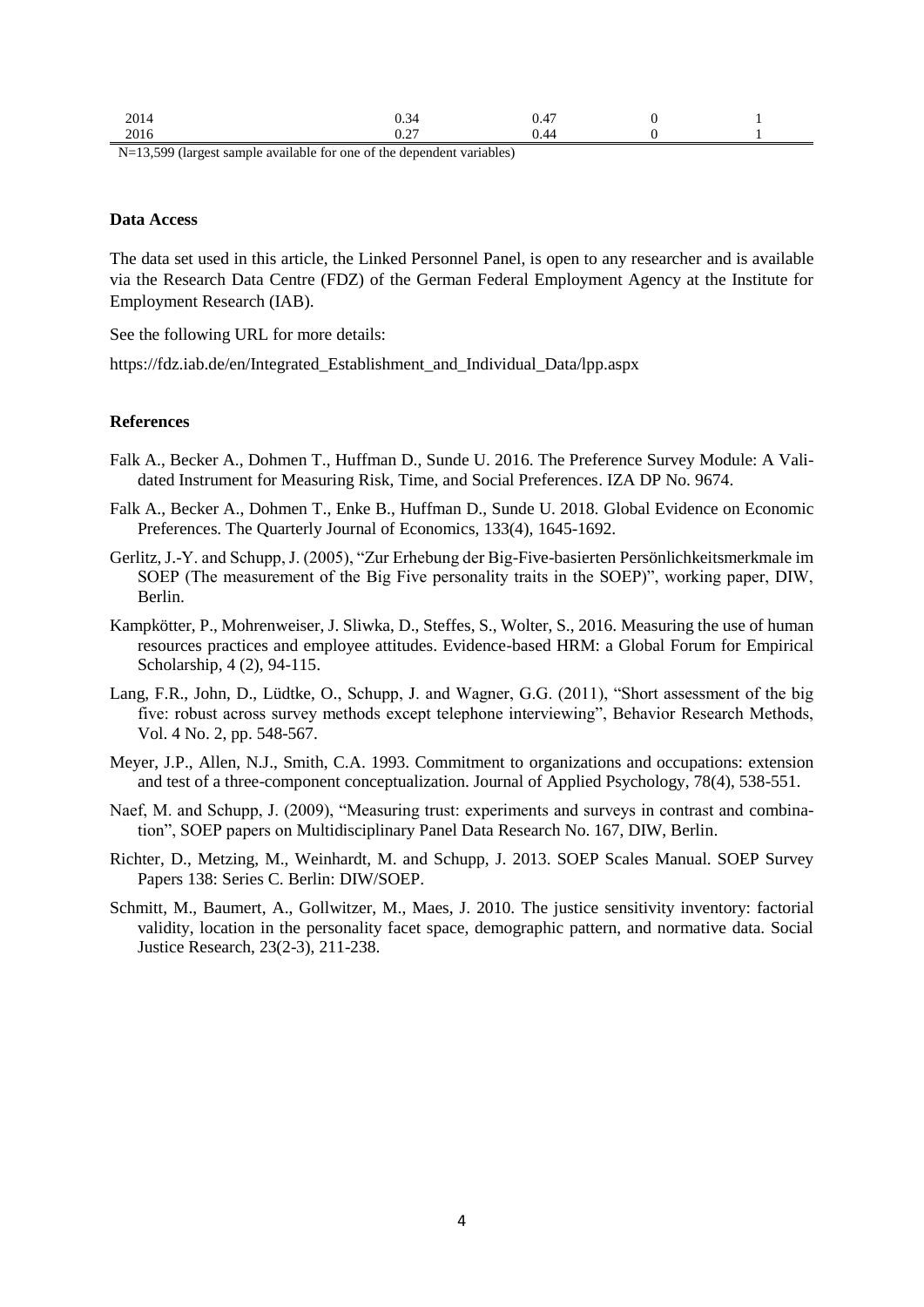| | | | | |
|---|---|---|---|---|
| 2014 | 0.34 | 0.47 | 0 | 1 |
| 2016 | 0.27 | 0.44 | 0 | 1 |

N=13,599 (largest sample available for one of the dependent variables)

**Data Access**

The data set used in this article, the Linked Personnel Panel, is open to any researcher and is available via the Research Data Centre (FDZ) of the German Federal Employment Agency at the Institute for Employment Research (IAB).

See the following URL for more details:

https://fdz.iab.de/en/Integrated_Establishment_and_Individual_Data/lpp.aspx

**References**

- Falk A., Becker A., Dohmen T., Huffman D., Sunde U. 2016. The Preference Survey Module: A Validated Instrument for Measuring Risk, Time, and Social Preferences. IZA DP No. 9674.
- Falk A., Becker A., Dohmen T., Enke B., Huffman D., Sunde U. 2018. Global Evidence on Economic Preferences. The Quarterly Journal of Economics, 133(4), 1645-1692.
- Gerlitz, J.-Y. and Schupp, J. (2005), "Zur Erhebung der Big-Five-basierten Persönlichkeitsmerkmale im SOEP (The measurement of the Big Five personality traits in the SOEP)", working paper, DIW, Berlin.
- Kampkötter, P., Mohrenweiser, J. Sliwka, D., Steffes, S., Wolter, S., 2016. Measuring the use of human resources practices and employee attitudes. Evidence-based HRM: a Global Forum for Empirical Scholarship, 4 (2), 94-115.
- Lang, F.R., John, D., Lüdtke, O., Schupp, J. and Wagner, G.G. (2011), "Short assessment of the big five: robust across survey methods except telephone interviewing", Behavior Research Methods, Vol. 4 No. 2, pp. 548-567.
- Meyer, J.P., Allen, N.J., Smith, C.A. 1993. Commitment to organizations and occupations: extension and test of a three-component conceptualization. Journal of Applied Psychology, 78(4), 538-551.
- Naef, M. and Schupp, J. (2009), "Measuring trust: experiments and surveys in contrast and combination", SOEP papers on Multidisciplinary Panel Data Research No. 167, DIW, Berlin.
- Richter, D., Metzing, M., Weinhardt, M. and Schupp, J. 2013. SOEP Scales Manual. SOEP Survey Papers 138: Series C. Berlin: DIW/SOEP.
- Schmitt, M., Baumert, A., Gollwitzer, M., Maes, J. 2010. The justice sensitivity inventory: factorial validity, location in the personality facet space, demographic pattern, and normative data. Social Justice Research, 23(2-3), 211-238.